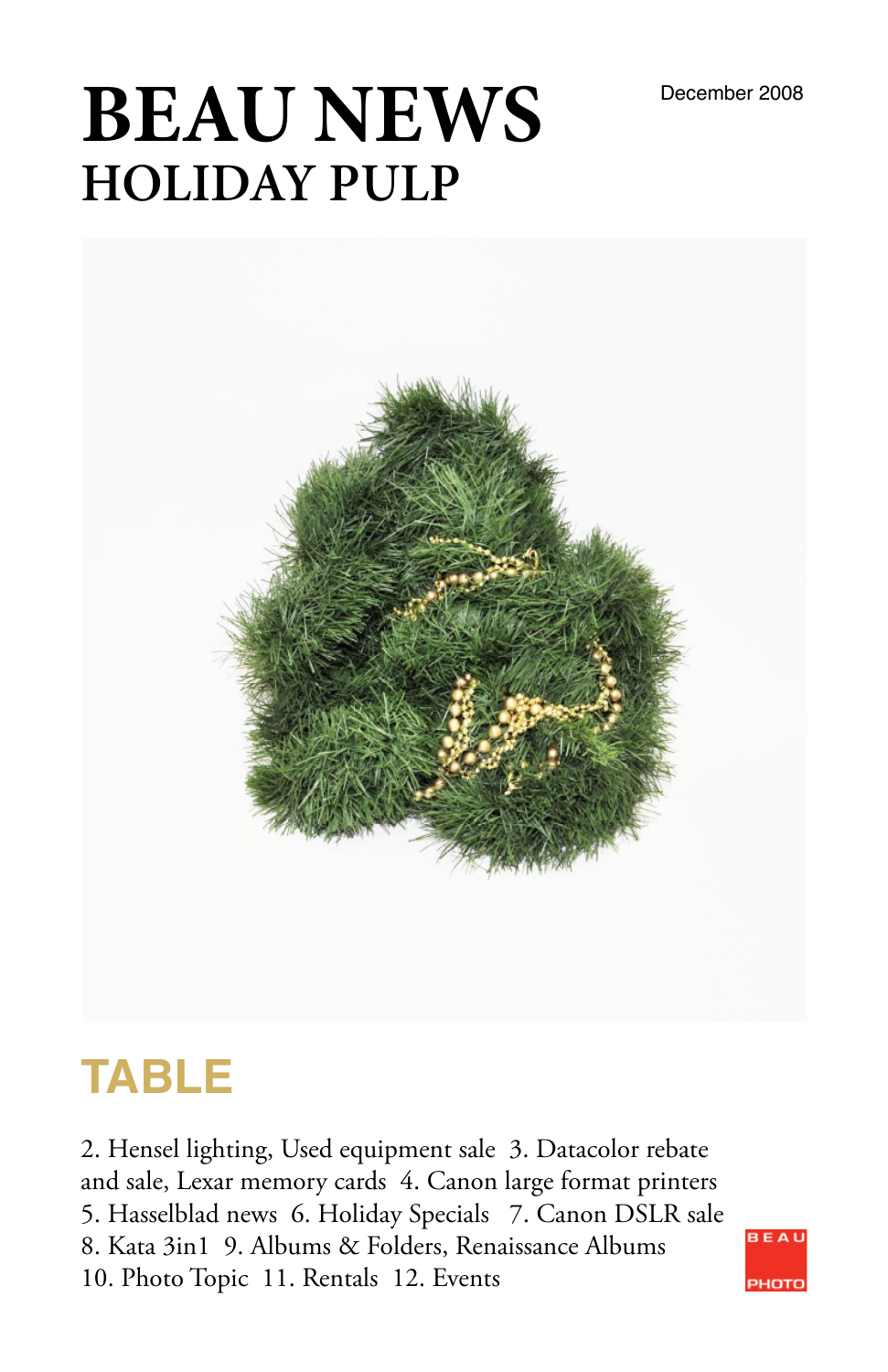# BEAU NEWS

## HOLIDAY PULP

December 2008

## TABLE

2. Hensel lighting, Used equipment sale 3. Datacolor rebate and sale, Lexar memory cards 4. Canon large format printers 5. Hasselblad news 6. Holiday Specials 7. Canon DSLR sale 8. Kata 3in1 9. Albums & Folders, Renaissance Albums 10. Photo Topic 11. Rentals 12. Events

BEAU PHOTO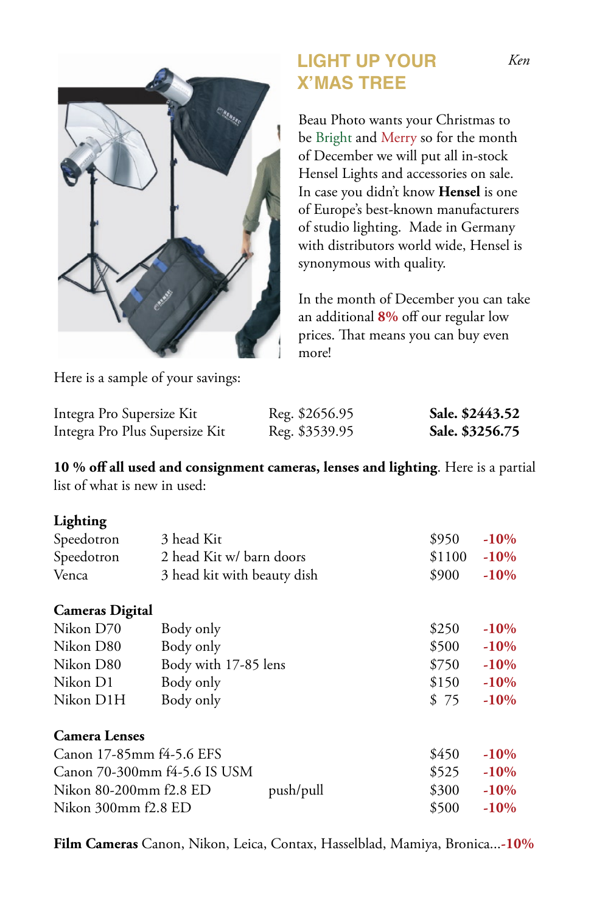## LIGHT UP YOUR X'MAS TREE

*Ken*

Beau Photo wants your Christmas to be Bright and Merry so for the month of December we will put all in-stock Hensel Lights and accessories on sale. In case you didn't know **Hensel** is one of Europe's best-known manufacturers of studio lighting. Made in Germany with distributors world wide, Hensel is synonymous with quality.

In the month of December you can take an additional **8%** off our regular low prices. That means you can buy even more!

Here is a sample of your savings:

| | | |
|---|---|---|
| Integra Pro Supersize Kit | Reg. $2656.95 | **Sale. $2443.52** |
| Integra Pro Plus Supersize Kit | Reg. $3539.95 | **Sale. $3256.75** |

**10 % off all used and consignment cameras, lenses and lighting**. Here is a partial list of what is new in used:

**Lighting**

| | | | |
|---|---|---|---|
| Speedotron | 3 head Kit | $950 | **-10%** |
| Speedotron | 2 head Kit w/ barn doors | $1100 | **-10%** |
| Venca | 3 head kit with beauty dish | $900 | **-10%** |

**Cameras Digital**

| | | | |
|---|---|---|---|
| Nikon D70 | Body only | $250 | **-10%** |
| Nikon D80 | Body only | $500 | **-10%** |
| Nikon D80 | Body with 17-85 lens | $750 | **-10%** |
| Nikon D1 | Body only | $150 | **-10%** |
| Nikon D1H | Body only | $ 75 | **-10%** |

**Camera Lenses**

| | | | |
|---|---|---|---|
| Canon 17-85mm f4-5.6 EFS | | $450 | **-10%** |
| Canon 70-300mm f4-5.6 IS USM | | $525 | **-10%** |
| Nikon 80-200mm f2.8 ED | push/pull | $300 | **-10%** |
| Nikon 300mm f2.8 ED | | $500 | **-10%** |

**Film Cameras** Canon, Nikon, Leica, Contax, Hasselblad, Mamiya, Bronica...**-10%**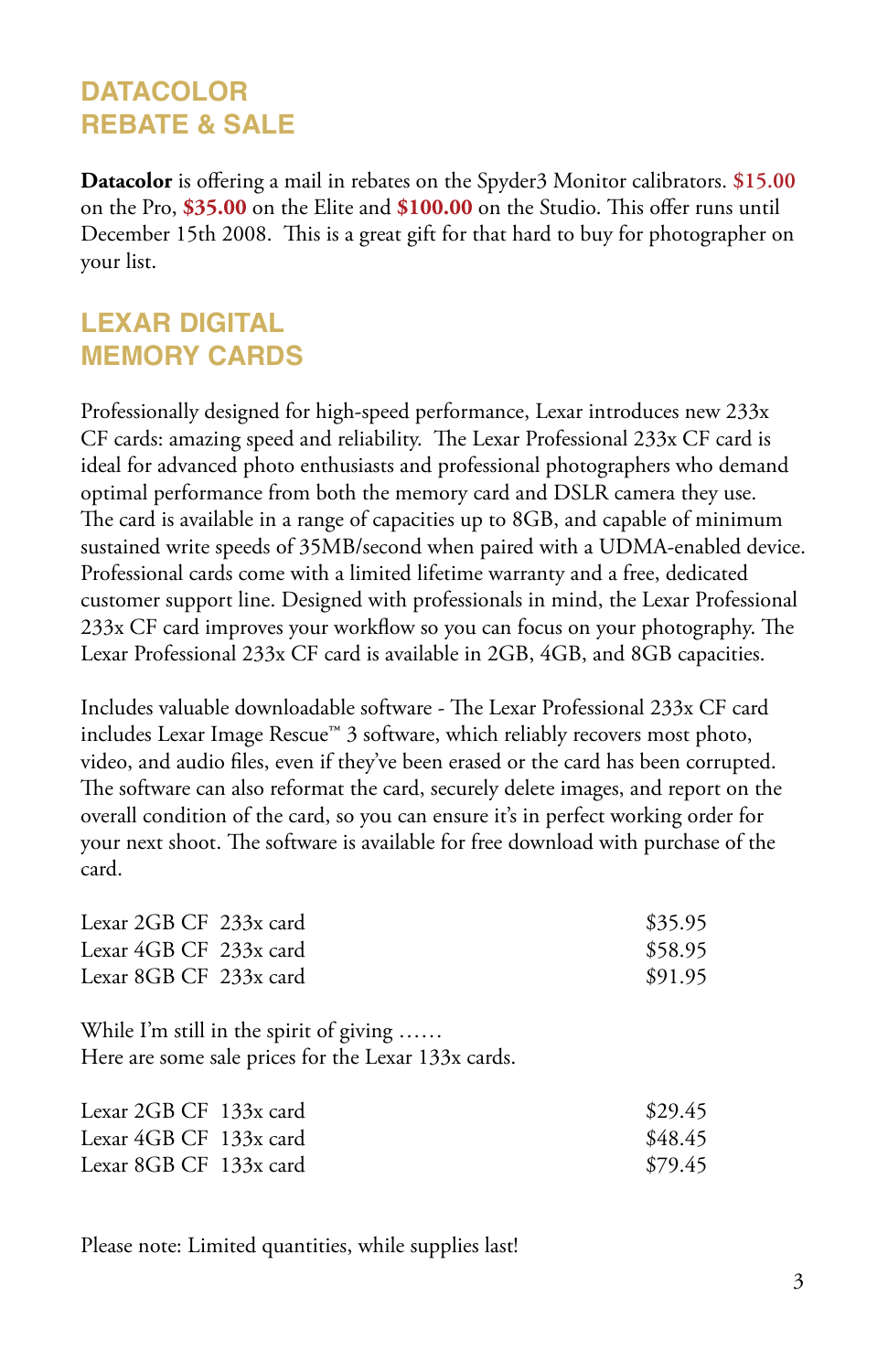## DATACOLOR REBATE & SALE

**Datacolor** is offering a mail in rebates on the Spyder3 Monitor calibrators. **$15.00** on the Pro, **$35.00** on the Elite and **$100.00** on the Studio. This offer runs until December 15th 2008. This is a great gift for that hard to buy for photographer on your list.

## LEXAR DIGITAL MEMORY CARDS

Professionally designed for high-speed performance, Lexar introduces new 233x CF cards: amazing speed and reliability. The Lexar Professional 233x CF card is ideal for advanced photo enthusiasts and professional photographers who demand optimal performance from both the memory card and DSLR camera they use. The card is available in a range of capacities up to 8GB, and capable of minimum sustained write speeds of 35MB/second when paired with a UDMA-enabled device. Professional cards come with a limited lifetime warranty and a free, dedicated customer support line. Designed with professionals in mind, the Lexar Professional 233x CF card improves your workflow so you can focus on your photography. The Lexar Professional 233x CF card is available in 2GB, 4GB, and 8GB capacities.

Includes valuable downloadable software - The Lexar Professional 233x CF card includes Lexar Image Rescue™ 3 software, which reliably recovers most photo, video, and audio files, even if they've been erased or the card has been corrupted. The software can also reformat the card, securely delete images, and report on the overall condition of the card, so you can ensure it's in perfect working order for your next shoot. The software is available for free download with purchase of the card.

| Item | Price |
|---|---|
| Lexar 2GB CF 233x card | $35.95 |
| Lexar 4GB CF 233x card | $58.95 |
| Lexar 8GB CF 233x card | $91.95 |

While I'm still in the spirit of giving ......
Here are some sale prices for the Lexar 133x cards.

| Item | Price |
|---|---|
| Lexar 2GB CF 133x card | $29.45 |
| Lexar 4GB CF 133x card | $48.45 |
| Lexar 8GB CF 133x card | $79.45 |

Please note: Limited quantities, while supplies last!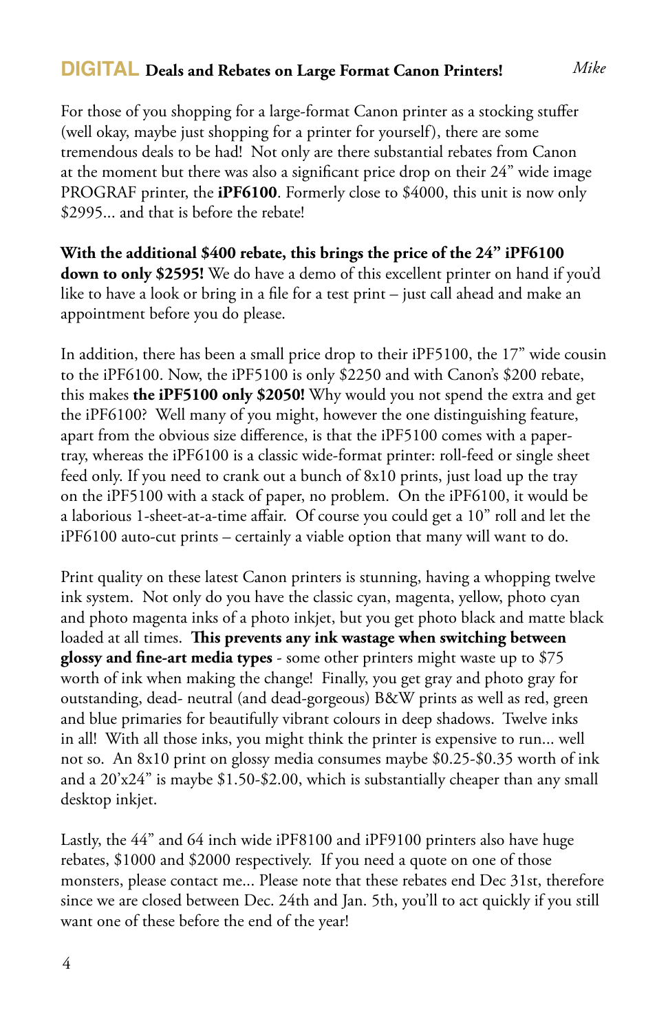## DIGITAL Deals and Rebates on Large Format Canon Printers!

*Mike*

For those of you shopping for a large-format Canon printer as a stocking stuffer (well okay, maybe just shopping for a printer for yourself), there are some tremendous deals to be had! Not only are there substantial rebates from Canon at the moment but there was also a significant price drop on their 24" wide image PROGRAF printer, the **iPF6100**. Formerly close to $4000, this unit is now only $2995... and that is before the rebate!

**With the additional $400 rebate, this brings the price of the 24" iPF6100 down to only $2595!** We do have a demo of this excellent printer on hand if you'd like to have a look or bring in a file for a test print – just call ahead and make an appointment before you do please.

In addition, there has been a small price drop to their iPF5100, the 17" wide cousin to the iPF6100. Now, the iPF5100 is only $2250 and with Canon's $200 rebate, this makes **the iPF5100 only $2050!** Why would you not spend the extra and get the iPF6100? Well many of you might, however the one distinguishing feature, apart from the obvious size difference, is that the iPF5100 comes with a paper-tray, whereas the iPF6100 is a classic wide-format printer: roll-feed or single sheet feed only. If you need to crank out a bunch of 8x10 prints, just load up the tray on the iPF5100 with a stack of paper, no problem. On the iPF6100, it would be a laborious 1-sheet-at-a-time affair. Of course you could get a 10" roll and let the iPF6100 auto-cut prints – certainly a viable option that many will want to do.

Print quality on these latest Canon printers is stunning, having a whopping twelve ink system. Not only do you have the classic cyan, magenta, yellow, photo cyan and photo magenta inks of a photo inkjet, but you get photo black and matte black loaded at all times. **This prevents any ink wastage when switching between glossy and fine-art media types** - some other printers might waste up to $75 worth of ink when making the change! Finally, you get gray and photo gray for outstanding, dead- neutral (and dead-gorgeous) B&W prints as well as red, green and blue primaries for beautifully vibrant colours in deep shadows. Twelve inks in all! With all those inks, you might think the printer is expensive to run... well not so. An 8x10 print on glossy media consumes maybe $0.25-$0.35 worth of ink and a 20'x24" is maybe $1.50-$2.00, which is substantially cheaper than any small desktop inkjet.

Lastly, the 44" and 64 inch wide iPF8100 and iPF9100 printers also have huge rebates, $1000 and $2000 respectively. If you need a quote on one of those monsters, please contact me... Please note that these rebates end Dec 31st, therefore since we are closed between Dec. 24th and Jan. 5th, you'll to act quickly if you still want one of these before the end of the year!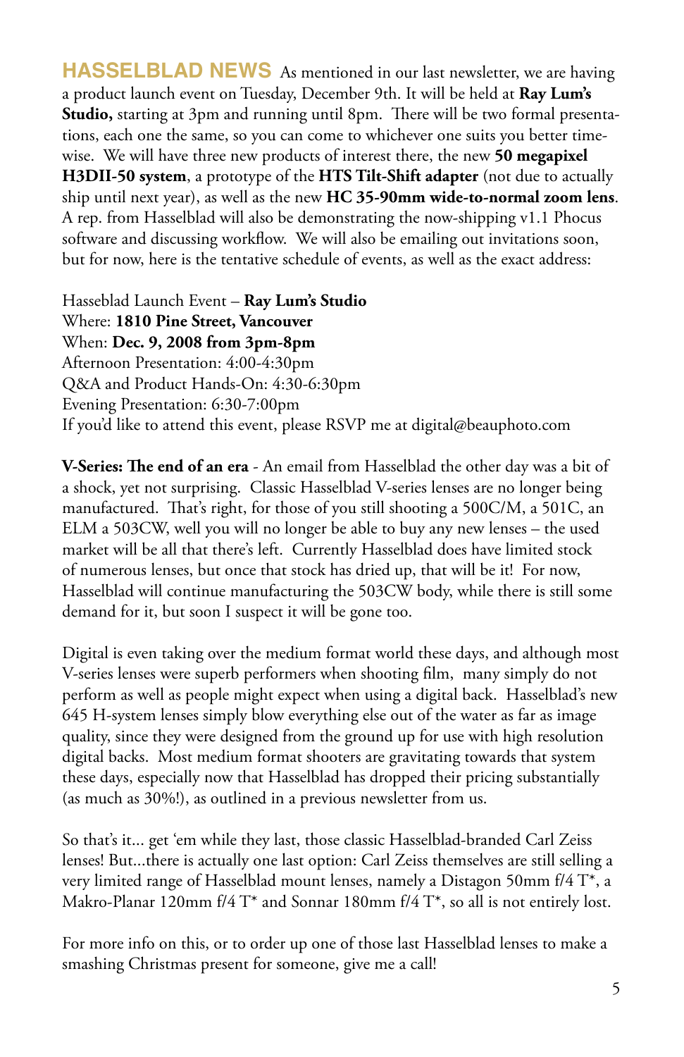**HASSELBLAD NEWS** As mentioned in our last newsletter, we are having a product launch event on Tuesday, December 9th. It will be held at **Ray Lum's Studio,** starting at 3pm and running until 8pm. There will be two formal presentations, each one the same, so you can come to whichever one suits you better timewise. We will have three new products of interest there, the new **50 megapixel H3DII-50 system**, a prototype of the **HTS Tilt-Shift adapter** (not due to actually ship until next year), as well as the new **HC 35-90mm wide-to-normal zoom lens**. A rep. from Hasselblad will also be demonstrating the now-shipping v1.1 Phocus software and discussing workflow. We will also be emailing out invitations soon, but for now, here is the tentative schedule of events, as well as the exact address:

Hasseblad Launch Event – **Ray Lum's Studio**
Where: **1810 Pine Street, Vancouver**
When: **Dec. 9, 2008 from 3pm-8pm**
Afternoon Presentation: 4:00-4:30pm
Q&A and Product Hands-On: 4:30-6:30pm
Evening Presentation: 6:30-7:00pm
If you'd like to attend this event, please RSVP me at digital@beauphoto.com

**V-Series: The end of an era** - An email from Hasselblad the other day was a bit of a shock, yet not surprising. Classic Hasselblad V-series lenses are no longer being manufactured. That's right, for those of you still shooting a 500C/M, a 501C, an ELM a 503CW, well you will no longer be able to buy any new lenses – the used market will be all that there's left. Currently Hasselblad does have limited stock of numerous lenses, but once that stock has dried up, that will be it! For now, Hasselblad will continue manufacturing the 503CW body, while there is still some demand for it, but soon I suspect it will be gone too.

Digital is even taking over the medium format world these days, and although most V-series lenses were superb performers when shooting film, many simply do not perform as well as people might expect when using a digital back. Hasselblad's new 645 H-system lenses simply blow everything else out of the water as far as image quality, since they were designed from the ground up for use with high resolution digital backs. Most medium format shooters are gravitating towards that system these days, especially now that Hasselblad has dropped their pricing substantially (as much as 30%!), as outlined in a previous newsletter from us.

So that's it... get 'em while they last, those classic Hasselblad-branded Carl Zeiss lenses! But...there is actually one last option: Carl Zeiss themselves are still selling a very limited range of Hasselblad mount lenses, namely a Distagon 50mm f/4 T*, a Makro-Planar 120mm f/4 T* and Sonnar 180mm f/4 T*, so all is not entirely lost.

For more info on this, or to order up one of those last Hasselblad lenses to make a smashing Christmas present for someone, give me a call!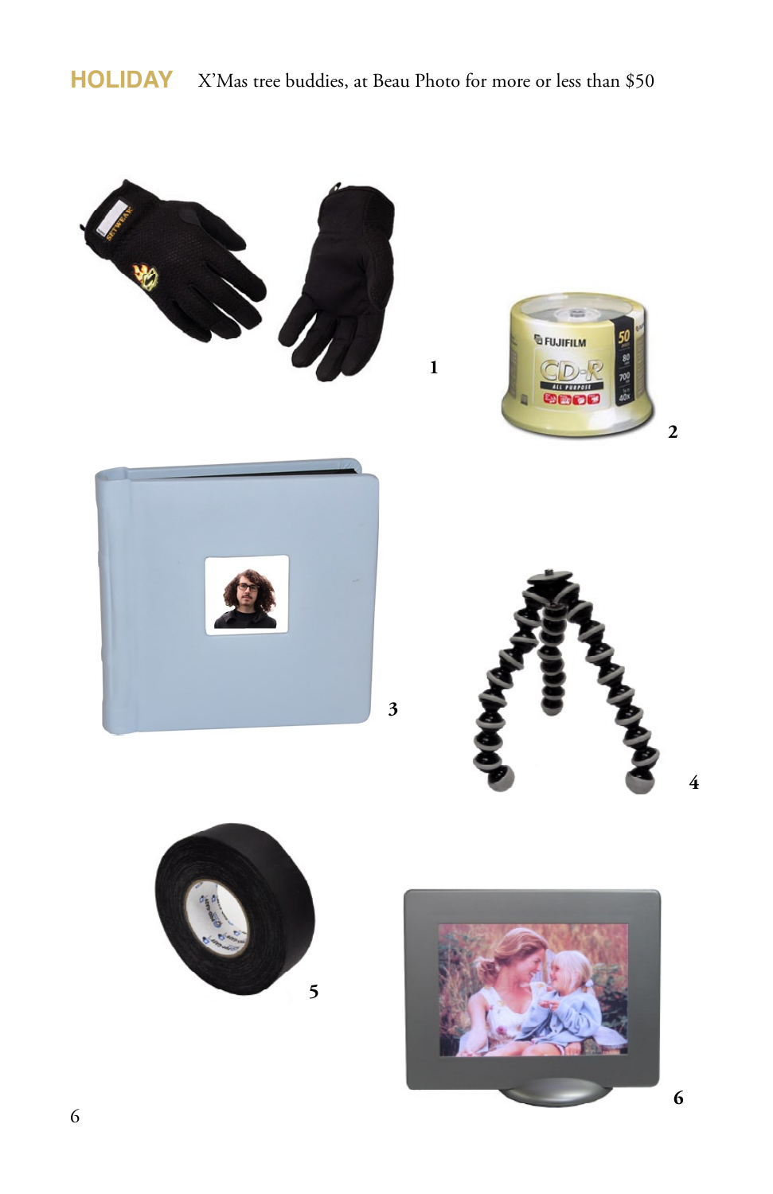**HOLIDAY** X'Mas tree buddies, at Beau Photo for more or less than $50

1

2

3

4

5

6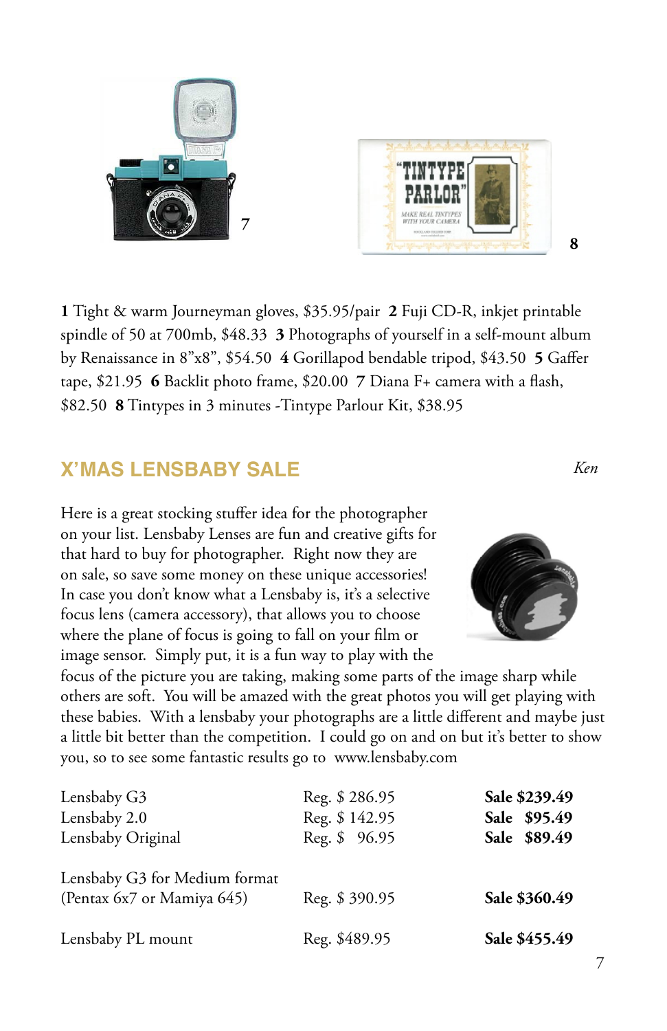7

8

**1** Tight & warm Journeyman gloves, $35.95/pair **2** Fuji CD-R, inkjet printable spindle of 50 at 700mb, $48.33 **3** Photographs of yourself in a self-mount album by Renaissance in 8"x8", $54.50 **4** Gorillapod bendable tripod, $43.50 **5** Gaffer tape, $21.95 **6** Backlit photo frame, $20.00 **7** Diana F+ camera with a flash, $82.50 **8** Tintypes in 3 minutes -Tintype Parlour Kit, $38.95

## X'MAS LENSBABY SALE

*Ken*

Here is a great stocking stuffer idea for the photographer on your list. Lensbaby Lenses are fun and creative gifts for that hard to buy for photographer. Right now they are on sale, so save some money on these unique accessories! In case you don't know what a Lensbaby is, it's a selective focus lens (camera accessory), that allows you to choose where the plane of focus is going to fall on your film or image sensor. Simply put, it is a fun way to play with the focus of the picture you are taking, making some parts of the image sharp while others are soft. You will be amazed with the great photos you will get playing with these babies. With a lensbaby your photographs are a little different and maybe just a little bit better than the competition. I could go on and on but it's better to show you, so to see some fantastic results go to www.lensbaby.com

| | | |
|---|---|---|
| Lensbaby G3 | Reg. $ 286.95 | **Sale $239.49** |
| Lensbaby 2.0 | Reg. $ 142.95 | **Sale $95.49** |
| Lensbaby Original | Reg. $ 96.95 | **Sale $89.49** |
| Lensbaby G3 for Medium format (Pentax 6x7 or Mamiya 645) | Reg. $ 390.95 | **Sale $360.49** |
| Lensbaby PL mount | Reg. $489.95 | **Sale $455.49** |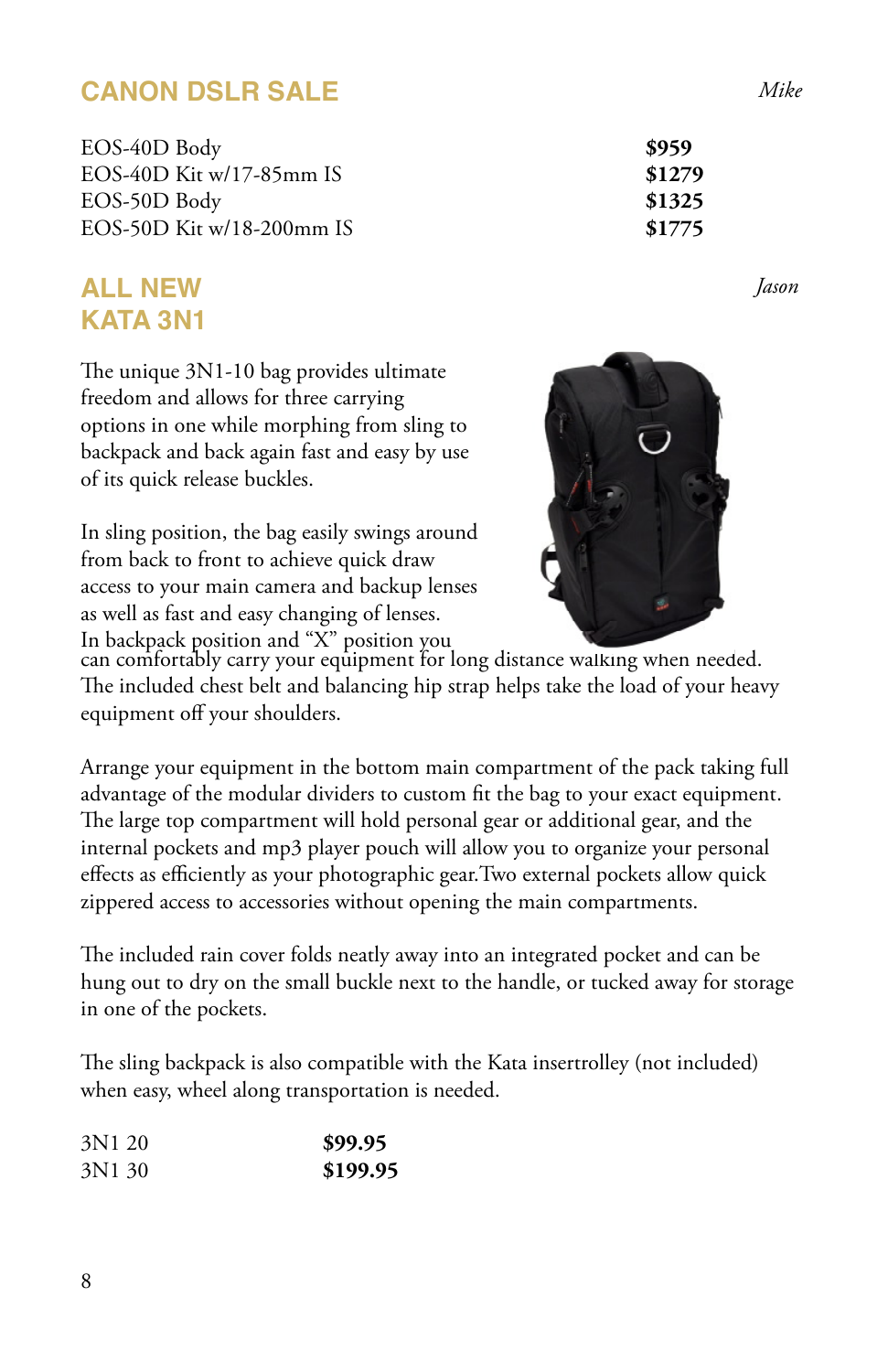## CANON DSLR SALE

*Mike*

| | |
|---|---|
| EOS-40D Body | **$959** |
| EOS-40D Kit w/17-85mm IS | **$1279** |
| EOS-50D Body | **$1325** |
| EOS-50D Kit w/18-200mm IS | **$1775** |

## ALL NEW KATA 3N1

*Jason*

The unique 3N1-10 bag provides ultimate freedom and allows for three carrying options in one while morphing from sling to backpack and back again fast and easy by use of its quick release buckles.

In sling position, the bag easily swings around from back to front to achieve quick draw access to your main camera and backup lenses as well as fast and easy changing of lenses. In backpack position and "X" position you can comfortably carry your equipment for long distance walking when needed. The included chest belt and balancing hip strap helps take the load of your heavy equipment off your shoulders.

Arrange your equipment in the bottom main compartment of the pack taking full advantage of the modular dividers to custom fit the bag to your exact equipment. The large top compartment will hold personal gear or additional gear, and the internal pockets and mp3 player pouch will allow you to organize your personal effects as efficiently as your photographic gear.Two external pockets allow quick zippered access to accessories without opening the main compartments.

The included rain cover folds neatly away into an integrated pocket and can be hung out to dry on the small buckle next to the handle, or tucked away for storage in one of the pockets.

The sling backpack is also compatible with the Kata insertrolley (not included) when easy, wheel along transportation is needed.

| | |
|---|---|
| 3N1 20 | **$99.95** |
| 3N1 30 | **$199.95** |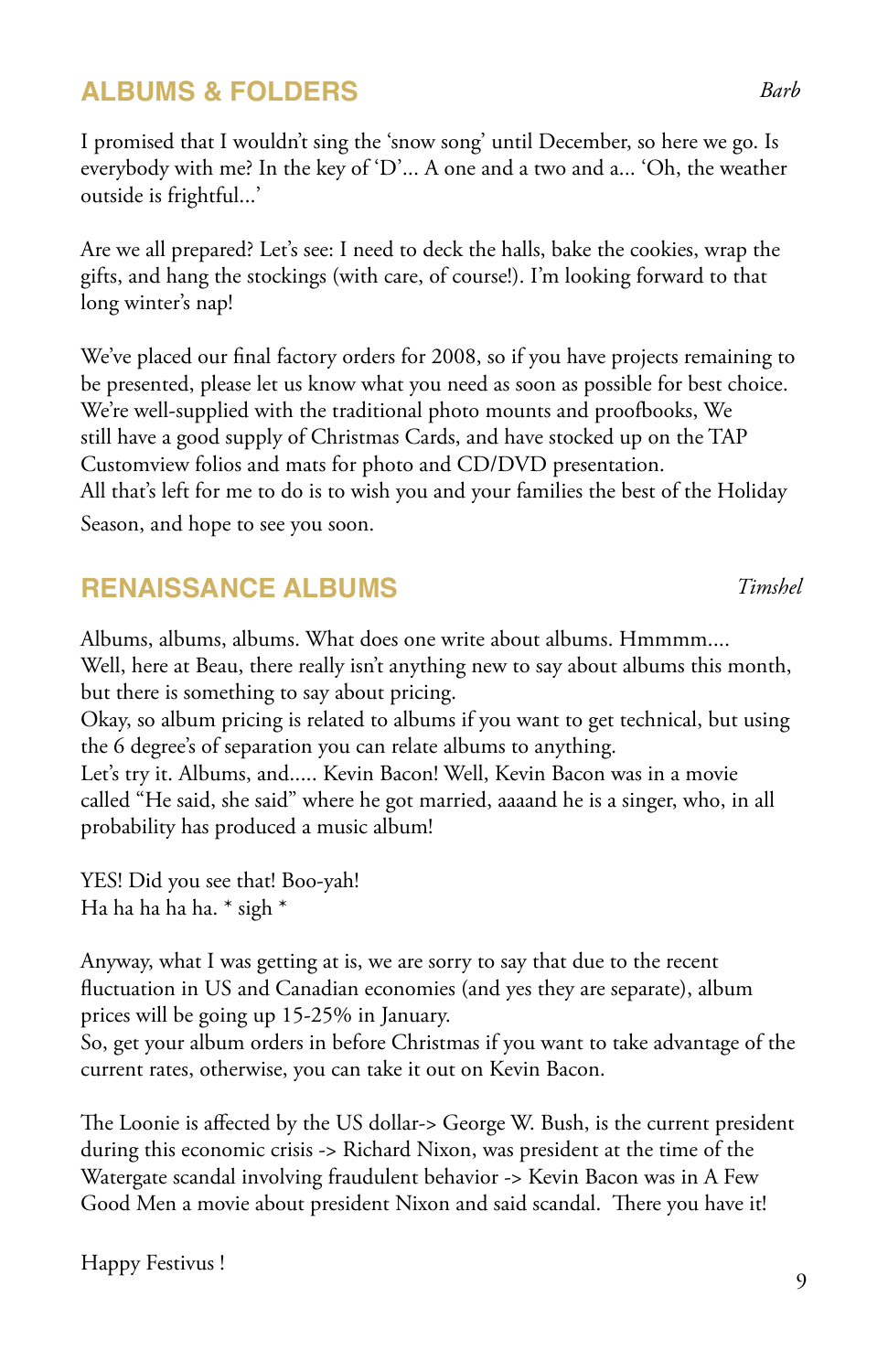## ALBUMS & FOLDERS

*Barb*

I promised that I wouldn't sing the 'snow song' until December, so here we go. Is everybody with me? In the key of 'D'... A one and a two and a... 'Oh, the weather outside is frightful...'

Are we all prepared? Let's see: I need to deck the halls, bake the cookies, wrap the gifts, and hang the stockings (with care, of course!). I'm looking forward to that long winter's nap!

We've placed our final factory orders for 2008, so if you have projects remaining to be presented, please let us know what you need as soon as possible for best choice. We're well-supplied with the traditional photo mounts and proofbooks, We still have a good supply of Christmas Cards, and have stocked up on the TAP Customview folios and mats for photo and CD/DVD presentation.
All that's left for me to do is to wish you and your families the best of the Holiday Season, and hope to see you soon.

## RENAISSANCE ALBUMS

*Timshel*

Albums, albums, albums. What does one write about albums. Hmmmm....
Well, here at Beau, there really isn't anything new to say about albums this month, but there is something to say about pricing.
Okay, so album pricing is related to albums if you want to get technical, but using the 6 degree's of separation you can relate albums to anything.
Let's try it. Albums, and..... Kevin Bacon! Well, Kevin Bacon was in a movie called "He said, she said" where he got married, aaaand he is a singer, who, in all probability has produced a music album!

YES! Did you see that! Boo-yah!
Ha ha ha ha ha. * sigh *

Anyway, what I was getting at is, we are sorry to say that due to the recent fluctuation in US and Canadian economies (and yes they are separate), album prices will be going up 15-25% in January.
So, get your album orders in before Christmas if you want to take advantage of the current rates, otherwise, you can take it out on Kevin Bacon.

The Loonie is affected by the US dollar-> George W. Bush, is the current president during this economic crisis -> Richard Nixon, was president at the time of the Watergate scandal involving fraudulent behavior -> Kevin Bacon was in A Few Good Men a movie about president Nixon and said scandal. There you have it!

Happy Festivus !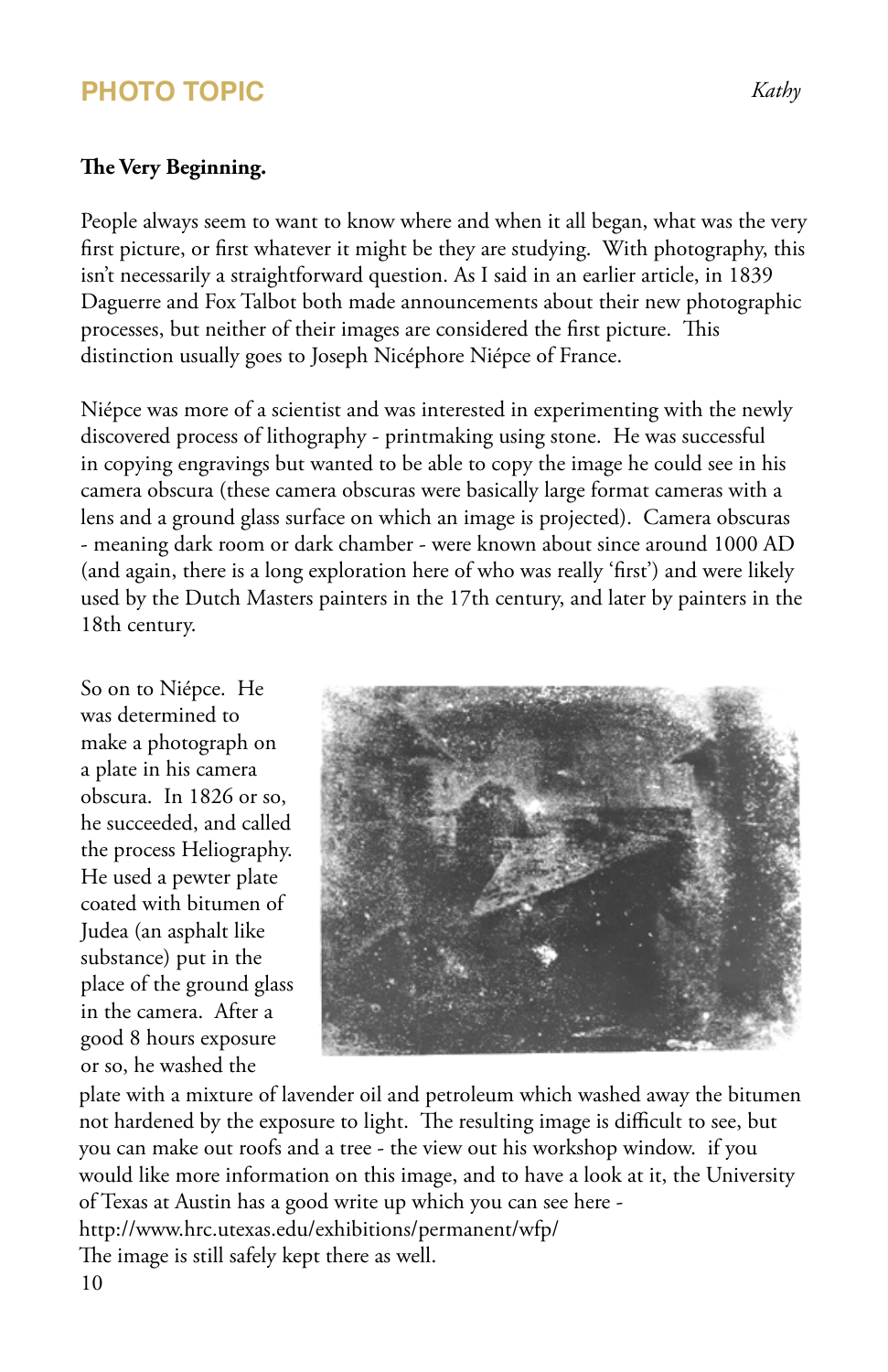## PHOTO TOPIC

*Kathy*

**The Very Beginning.**

People always seem to want to know where and when it all began, what was the very first picture, or first whatever it might be they are studying. With photography, this isn't necessarily a straightforward question. As I said in an earlier article, in 1839 Daguerre and Fox Talbot both made announcements about their new photographic processes, but neither of their images are considered the first picture. This distinction usually goes to Joseph Nicéphore Niépce of France.

Niépce was more of a scientist and was interested in experimenting with the newly discovered process of lithography - printmaking using stone. He was successful in copying engravings but wanted to be able to copy the image he could see in his camera obscura (these camera obscuras were basically large format cameras with a lens and a ground glass surface on which an image is projected). Camera obscuras - meaning dark room or dark chamber - were known about since around 1000 AD (and again, there is a long exploration here of who was really 'first') and were likely used by the Dutch Masters painters in the 17th century, and later by painters in the 18th century.

So on to Niépce. He was determined to make a photograph on a plate in his camera obscura. In 1826 or so, he succeeded, and called the process Heliography. He used a pewter plate coated with bitumen of Judea (an asphalt like substance) put in the place of the ground glass in the camera. After a good 8 hours exposure or so, he washed the plate with a mixture of lavender oil and petroleum which washed away the bitumen not hardened by the exposure to light. The resulting image is difficult to see, but you can make out roofs and a tree - the view out his workshop window. if you would like more information on this image, and to have a look at it, the University of Texas at Austin has a good write up which you can see here - http://www.hrc.utexas.edu/exhibitions/permanent/wfp/
The image is still safely kept there as well.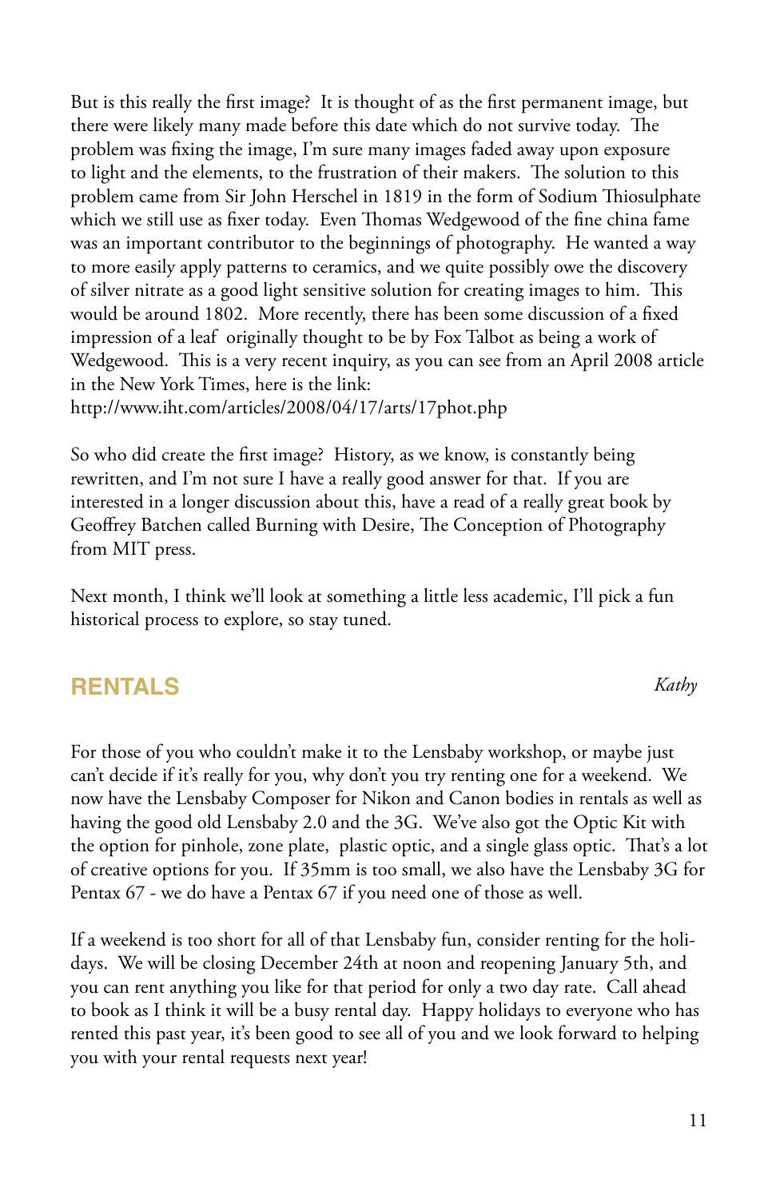But is this really the first image? It is thought of as the first permanent image, but there were likely many made before this date which do not survive today. The problem was fixing the image, I'm sure many images faded away upon exposure to light and the elements, to the frustration of their makers. The solution to this problem came from Sir John Herschel in 1819 in the form of Sodium Thiosulphate which we still use as fixer today. Even Thomas Wedgewood of the fine china fame was an important contributor to the beginnings of photography. He wanted a way to more easily apply patterns to ceramics, and we quite possibly owe the discovery of silver nitrate as a good light sensitive solution for creating images to him. This would be around 1802. More recently, there has been some discussion of a fixed impression of a leaf originally thought to be by Fox Talbot as being a work of Wedgewood. This is a very recent inquiry, as you can see from an April 2008 article in the New York Times, here is the link:
http://www.iht.com/articles/2008/04/17/arts/17phot.php

So who did create the first image? History, as we know, is constantly being rewritten, and I'm not sure I have a really good answer for that. If you are interested in a longer discussion about this, have a read of a really great book by Geoffrey Batchen called Burning with Desire, The Conception of Photography from MIT press.

Next month, I think we'll look at something a little less academic, I'll pick a fun historical process to explore, so stay tuned.

## RENTALS

*Kathy*

For those of you who couldn't make it to the Lensbaby workshop, or maybe just can't decide if it's really for you, why don't you try renting one for a weekend. We now have the Lensbaby Composer for Nikon and Canon bodies in rentals as well as having the good old Lensbaby 2.0 and the 3G. We've also got the Optic Kit with the option for pinhole, zone plate, plastic optic, and a single glass optic. That's a lot of creative options for you. If 35mm is too small, we also have the Lensbaby 3G for Pentax 67 - we do have a Pentax 67 if you need one of those as well.

If a weekend is too short for all of that Lensbaby fun, consider renting for the holidays. We will be closing December 24th at noon and reopening January 5th, and you can rent anything you like for that period for only a two day rate. Call ahead to book as I think it will be a busy rental day. Happy holidays to everyone who has rented this past year, it's been good to see all of you and we look forward to helping you with your rental requests next year!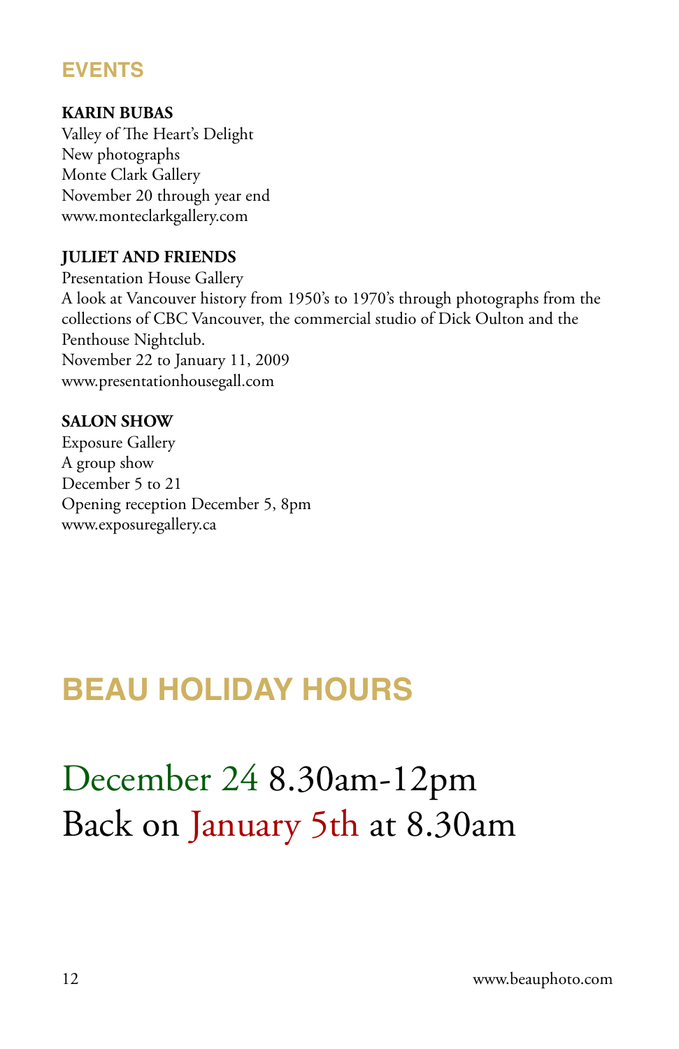## EVENTS

**KARIN BUBAS**
Valley of The Heart's Delight
New photographs
Monte Clark Gallery
November 20 through year end
www.monteclarkgallery.com

**JULIET AND FRIENDS**
Presentation House Gallery
A look at Vancouver history from 1950's to 1970's through photographs from the collections of CBC Vancouver, the commercial studio of Dick Oulton and the Penthouse Nightclub.
November 22 to January 11, 2009
www.presentationhousegall.com

**SALON SHOW**
Exposure Gallery
A group show
December 5 to 21
Opening reception December 5, 8pm
www.exposuregallery.ca

# BEAU HOLIDAY HOURS

December 24 8.30am-12pm
Back on January 5th at 8.30am

www.beauphoto.com